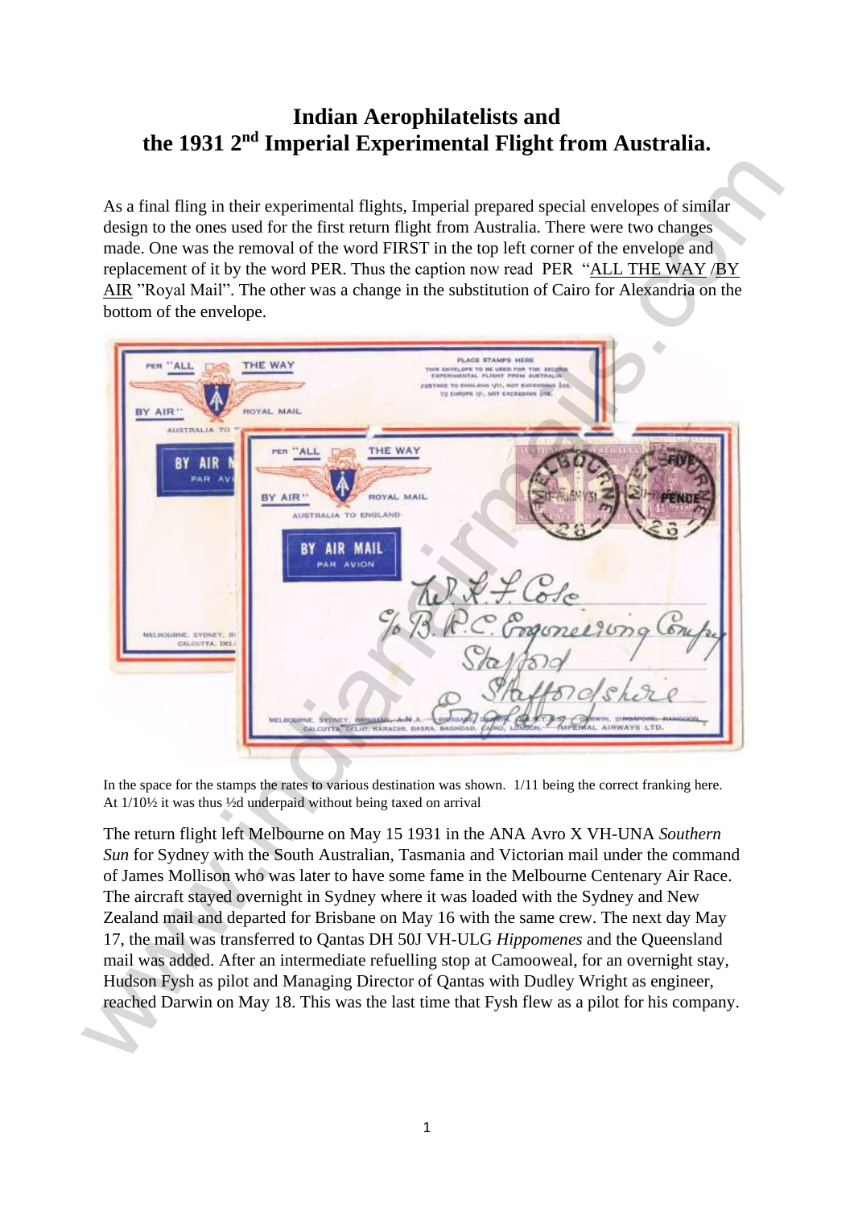# Indian Aerophilatelists and the 1931 2nd Imperial Experimental Flight from Australia.

As a final fling in their experimental flights, Imperial prepared special envelopes of similar design to the ones used for the first return flight from Australia. There were two changes made. One was the removal of the word FIRST in the top left corner of the envelope and replacement of it by the word PER. Thus the caption now read PER "<u>ALL THE WAY</u> /<u>BY AIR</u> "Royal Mail". The other was a change in the substitution of Cairo for Alexandria on the bottom of the envelope.

In the space for the stamps the rates to various destination was shown. 1/11 being the correct franking here. At 1/10½ it was thus ½d underpaid without being taxed on arrival

The return flight left Melbourne on May 15 1931 in the ANA Avro X VH-UNA *Southern Sun* for Sydney with the South Australian, Tasmania and Victorian mail under the command of James Mollison who was later to have some fame in the Melbourne Centenary Air Race. The aircraft stayed overnight in Sydney where it was loaded with the Sydney and New Zealand mail and departed for Brisbane on May 16 with the same crew. The next day May 17, the mail was transferred to Qantas DH 50J VH-ULG *Hippomenes* and the Queensland mail was added. After an intermediate refuelling stop at Camooweal, for an overnight stay, Hudson Fysh as pilot and Managing Director of Qantas with Dudley Wright as engineer, reached Darwin on May 18. This was the last time that Fysh flew as a pilot for his company.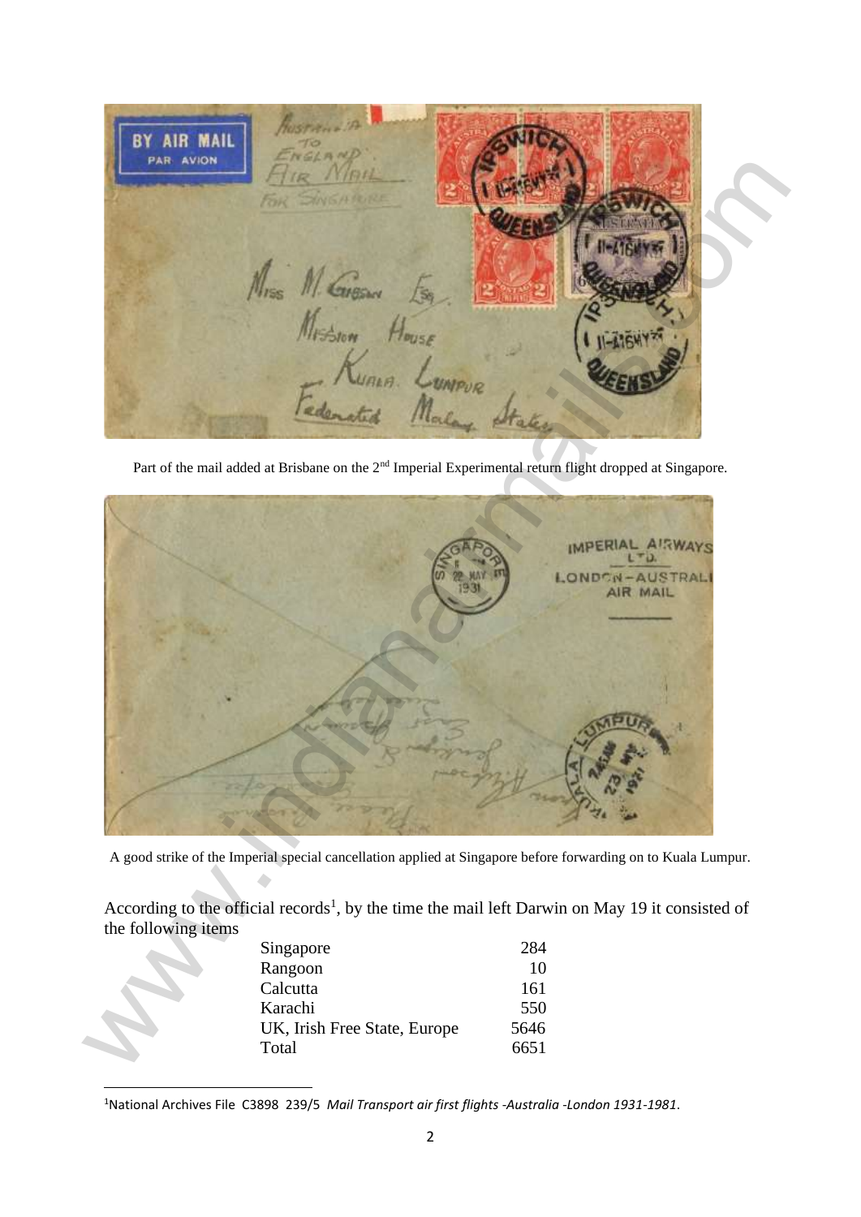Part of the mail added at Brisbane on the 2nd Imperial Experimental return flight dropped at Singapore.

A good strike of the Imperial special cancellation applied at Singapore before forwarding on to Kuala Lumpur.

According to the official records[1], by the time the mail left Darwin on May 19 it consisted of the following items

| | |
|---|---|
| Singapore | 284 |
| Rangoon | 10 |
| Calcutta | 161 |
| Karachi | 550 |
| UK, Irish Free State, Europe | 5646 |
| Total | 6651 |

[1]National Archives File C3898 239/5 *Mail Transport air first flights -Australia -London 1931-1981*.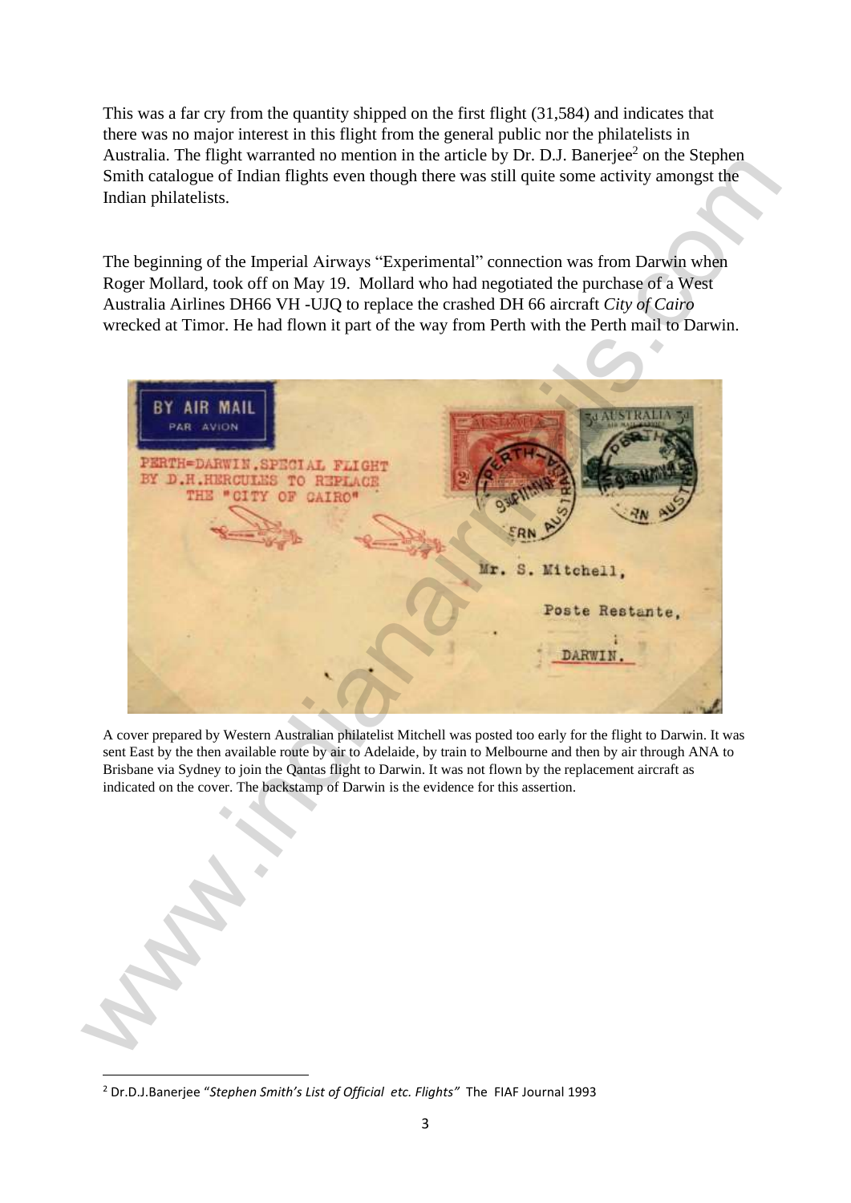This was a far cry from the quantity shipped on the first flight (31,584) and indicates that there was no major interest in this flight from the general public nor the philatelists in Australia. The flight warranted no mention in the article by Dr. D.J. Banerjee[2] on the Stephen Smith catalogue of Indian flights even though there was still quite some activity amongst the Indian philatelists.

The beginning of the Imperial Airways "Experimental" connection was from Darwin when Roger Mollard, took off on May 19. Mollard who had negotiated the purchase of a West Australia Airlines DH66 VH -UJQ to replace the crashed DH 66 aircraft *City of Cairo* wrecked at Timor. He had flown it part of the way from Perth with the Perth mail to Darwin.

A cover prepared by Western Australian philatelist Mitchell was posted too early for the flight to Darwin. It was sent East by the then available route by air to Adelaide, by train to Melbourne and then by air through ANA to Brisbane via Sydney to join the Qantas flight to Darwin. It was not flown by the replacement aircraft as indicated on the cover. The backstamp of Darwin is the evidence for this assertion.

---

[2] Dr.D.J.Banerjee "*Stephen Smith's List of Official etc. Flights*" The FIAF Journal 1993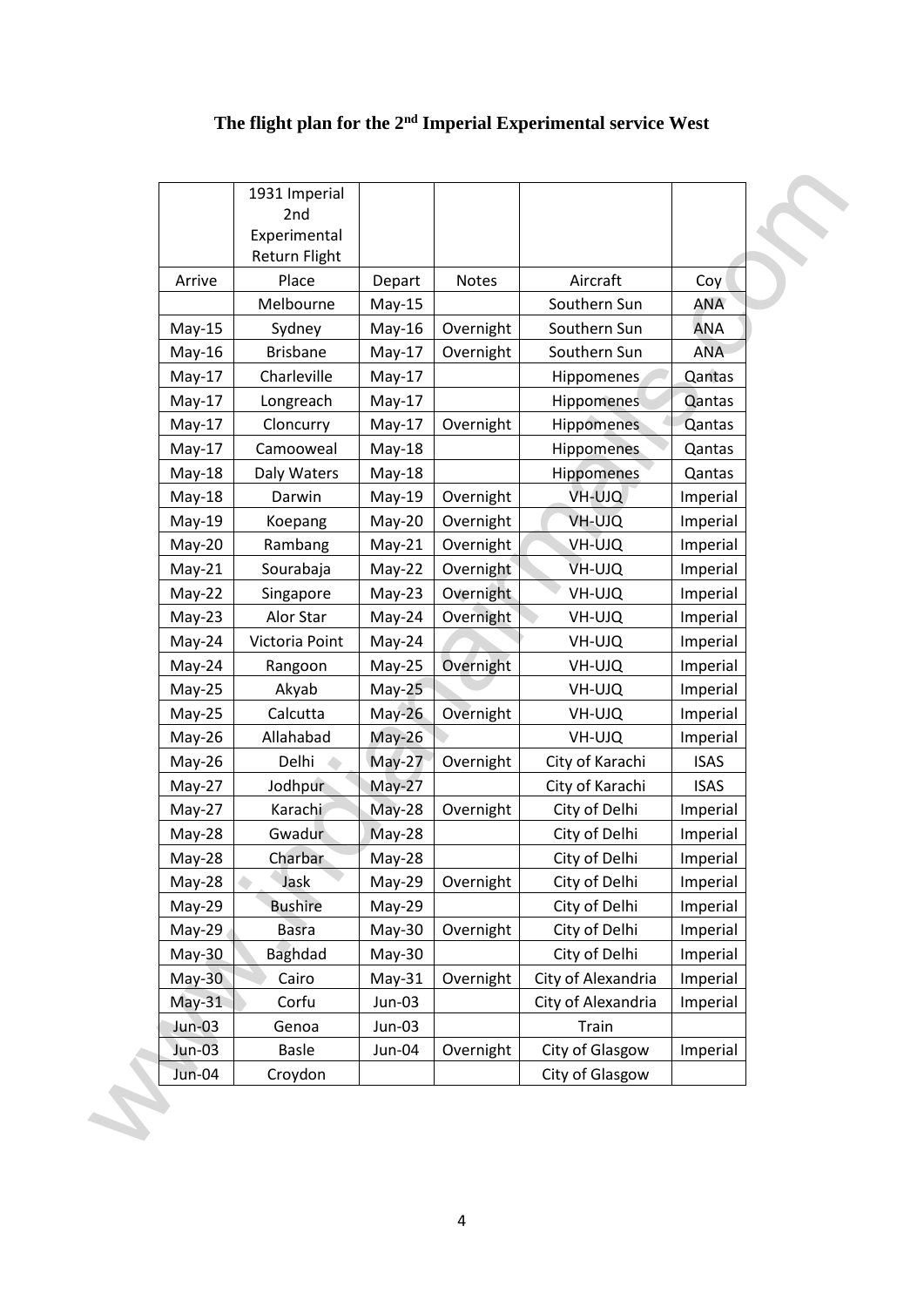**The flight plan for the 2nd Imperial Experimental service West**

| | 1931 Imperial 2nd Experimental Return Flight | | | | |
|---|---|---|---|---|---|
| Arrive | Place | Depart | Notes | Aircraft | Coy |
| | Melbourne | May-15 | | Southern Sun | ANA |
| May-15 | Sydney | May-16 | Overnight | Southern Sun | ANA |
| May-16 | Brisbane | May-17 | Overnight | Southern Sun | ANA |
| May-17 | Charleville | May-17 | | Hippomenes | Qantas |
| May-17 | Longreach | May-17 | | Hippomenes | Qantas |
| May-17 | Cloncurry | May-17 | Overnight | Hippomenes | Qantas |
| May-17 | Camooweal | May-18 | | Hippomenes | Qantas |
| May-18 | Daly Waters | May-18 | | Hippomenes | Qantas |
| May-18 | Darwin | May-19 | Overnight | VH-UJQ | Imperial |
| May-19 | Koepang | May-20 | Overnight | VH-UJQ | Imperial |
| May-20 | Rambang | May-21 | Overnight | VH-UJQ | Imperial |
| May-21 | Sourabaja | May-22 | Overnight | VH-UJQ | Imperial |
| May-22 | Singapore | May-23 | Overnight | VH-UJQ | Imperial |
| May-23 | Alor Star | May-24 | Overnight | VH-UJQ | Imperial |
| May-24 | Victoria Point | May-24 | | VH-UJQ | Imperial |
| May-24 | Rangoon | May-25 | Overnight | VH-UJQ | Imperial |
| May-25 | Akyab | May-25 | | VH-UJQ | Imperial |
| May-25 | Calcutta | May-26 | Overnight | VH-UJQ | Imperial |
| May-26 | Allahabad | May-26 | | VH-UJQ | Imperial |
| May-26 | Delhi | May-27 | Overnight | City of Karachi | ISAS |
| May-27 | Jodhpur | May-27 | | City of Karachi | ISAS |
| May-27 | Karachi | May-28 | Overnight | City of Delhi | Imperial |
| May-28 | Gwadur | May-28 | | City of Delhi | Imperial |
| May-28 | Charbar | May-28 | | City of Delhi | Imperial |
| May-28 | Jask | May-29 | Overnight | City of Delhi | Imperial |
| May-29 | Bushire | May-29 | | City of Delhi | Imperial |
| May-29 | Basra | May-30 | Overnight | City of Delhi | Imperial |
| May-30 | Baghdad | May-30 | | City of Delhi | Imperial |
| May-30 | Cairo | May-31 | Overnight | City of Alexandria | Imperial |
| May-31 | Corfu | Jun-03 | | City of Alexandria | Imperial |
| Jun-03 | Genoa | Jun-03 | | Train | |
| Jun-03 | Basle | Jun-04 | Overnight | City of Glasgow | Imperial |
| Jun-04 | Croydon | | | City of Glasgow | |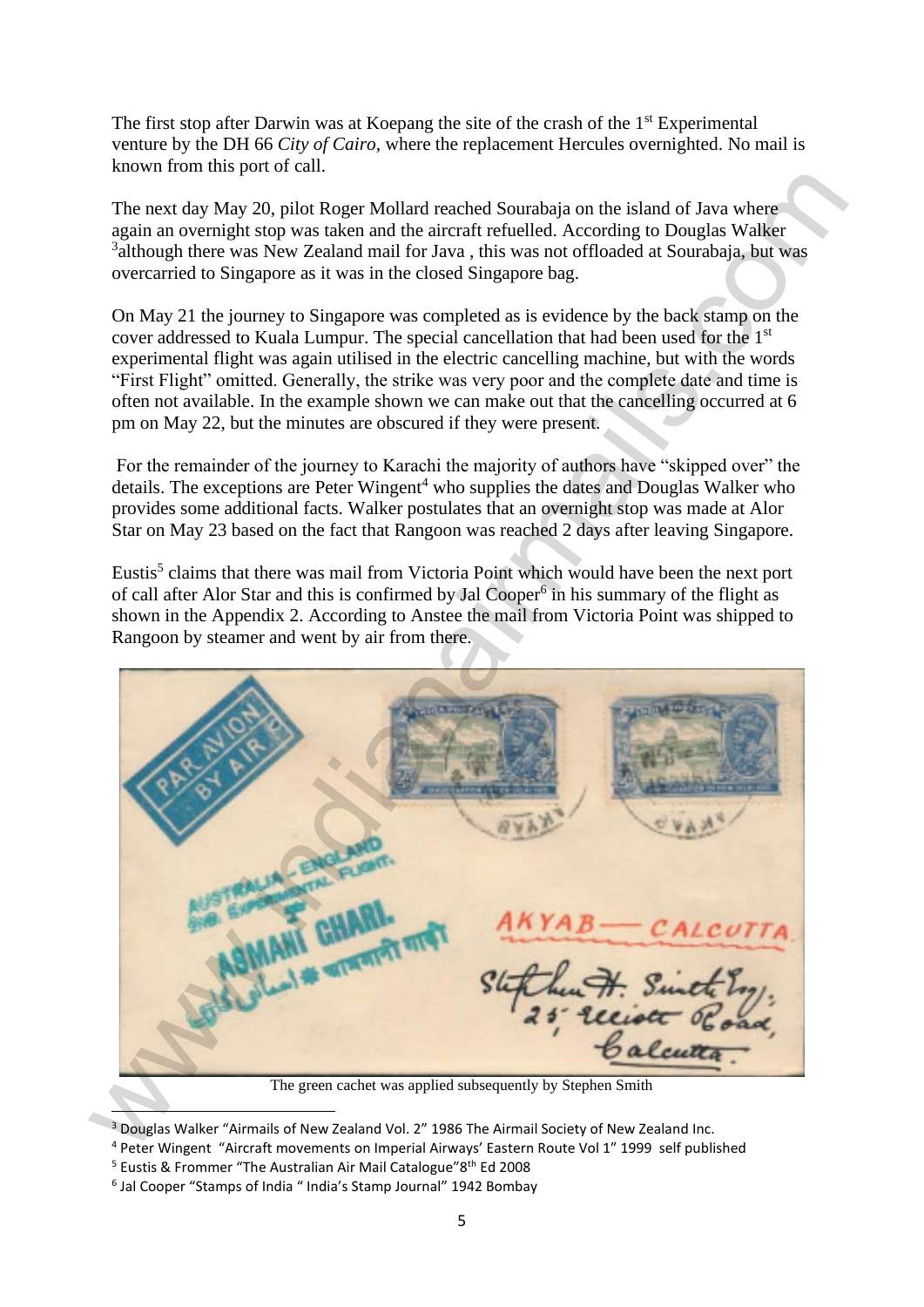The first stop after Darwin was at Koepang the site of the crash of the 1st Experimental venture by the DH 66 *City of Cairo,* where the replacement Hercules overnighted. No mail is known from this port of call.

The next day May 20, pilot Roger Mollard reached Sourabaja on the island of Java where again an overnight stop was taken and the aircraft refuelled. According to Douglas Walker [3]although there was New Zealand mail for Java , this was not offloaded at Sourabaja, but was overcarried to Singapore as it was in the closed Singapore bag.

On May 21 the journey to Singapore was completed as is evidence by the back stamp on the cover addressed to Kuala Lumpur. The special cancellation that had been used for the 1st experimental flight was again utilised in the electric cancelling machine, but with the words "First Flight" omitted. Generally, the strike was very poor and the complete date and time is often not available. In the example shown we can make out that the cancelling occurred at 6 pm on May 22, but the minutes are obscured if they were present.

For the remainder of the journey to Karachi the majority of authors have "skipped over" the details. The exceptions are Peter Wingent[4] who supplies the dates and Douglas Walker who provides some additional facts. Walker postulates that an overnight stop was made at Alor Star on May 23 based on the fact that Rangoon was reached 2 days after leaving Singapore.

Eustis[5] claims that there was mail from Victoria Point which would have been the next port of call after Alor Star and this is confirmed by Jal Cooper[6] in his summary of the flight as shown in the Appendix 2. According to Anstee the mail from Victoria Point was shipped to Rangoon by steamer and went by air from there.

The green cachet was applied subsequently by Stephen Smith

[3] Douglas Walker "Airmails of New Zealand Vol. 2" 1986 The Airmail Society of New Zealand Inc.

[4] Peter Wingent "Aircraft movements on Imperial Airways' Eastern Route Vol 1" 1999 self published

[5] Eustis & Frommer "The Australian Air Mail Catalogue"8th Ed 2008

[6] Jal Cooper "Stamps of India " India's Stamp Journal" 1942 Bombay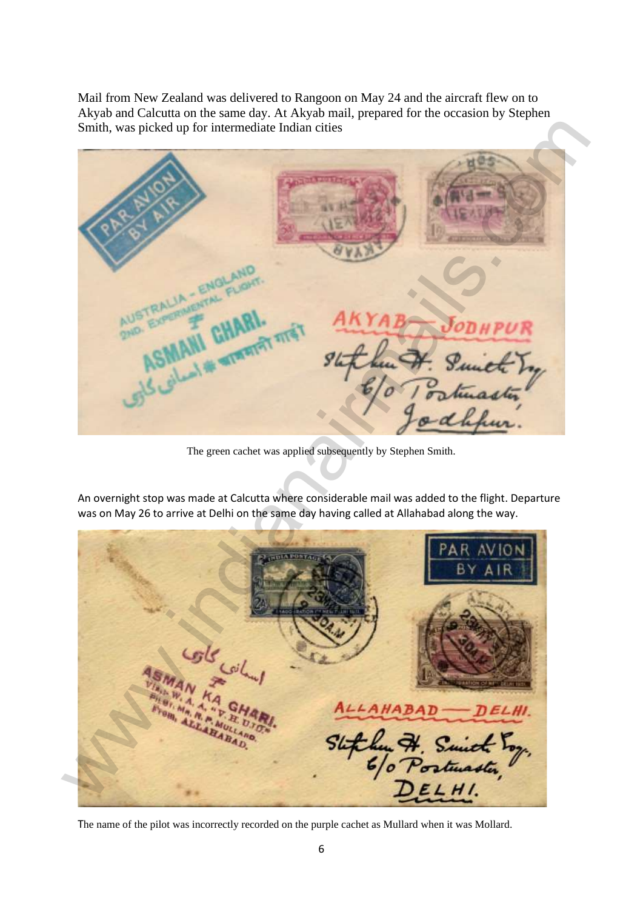Mail from New Zealand was delivered to Rangoon on May 24 and the aircraft flew on to Akyab and Calcutta on the same day. At Akyab mail, prepared for the occasion by Stephen Smith, was picked up for intermediate Indian cities

The green cachet was applied subsequently by Stephen Smith.

An overnight stop was made at Calcutta where considerable mail was added to the flight. Departure was on May 26 to arrive at Delhi on the same day having called at Allahabad along the way.

The name of the pilot was incorrectly recorded on the purple cachet as Mullard when it was Mollard.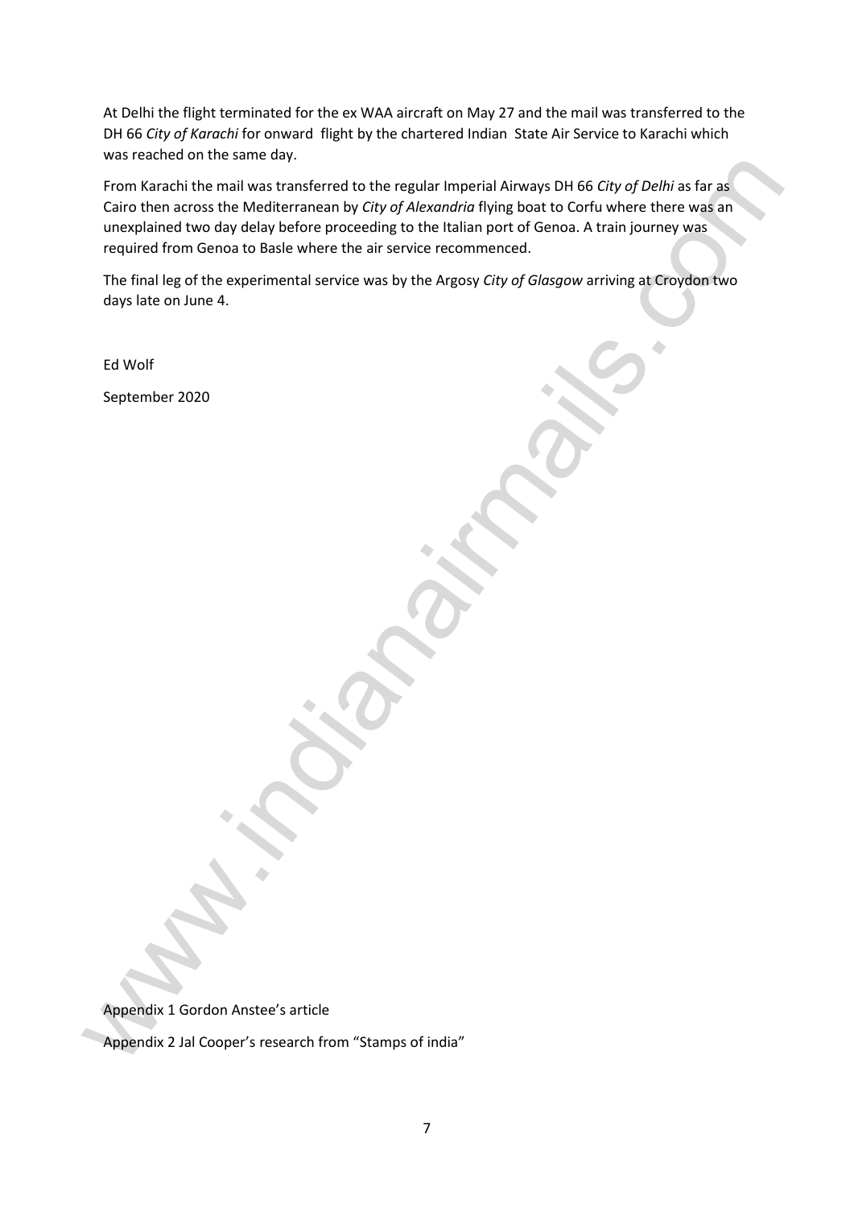At Delhi the flight terminated for the ex WAA aircraft on May 27 and the mail was transferred to the DH 66 *City of Karachi* for onward flight by the chartered Indian State Air Service to Karachi which was reached on the same day.

From Karachi the mail was transferred to the regular Imperial Airways DH 66 *City of Delhi* as far as Cairo then across the Mediterranean by *City of Alexandria* flying boat to Corfu where there was an unexplained two day delay before proceeding to the Italian port of Genoa. A train journey was required from Genoa to Basle where the air service recommenced.

The final leg of the experimental service was by the Argosy *City of Glasgow* arriving at Croydon two days late on June 4.

Ed Wolf

September 2020

Appendix 1 Gordon Anstee's article

Appendix 2 Jal Cooper's research from "Stamps of india"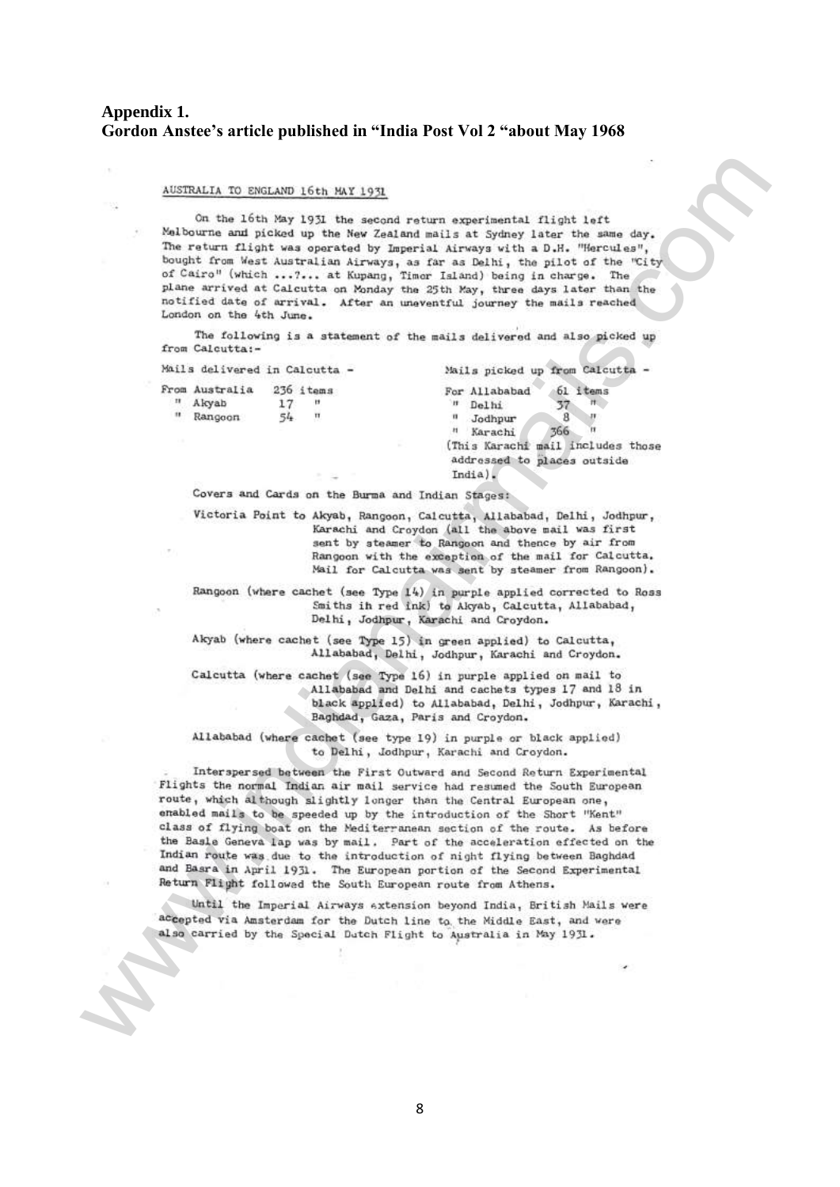**Appendix 1.**
**Gordon Anstee's article published in "India Post Vol 2 "about May 1968**

AUSTRALIA TO ENGLAND 16th MAY 1931

On the 16th May 1931 the second return experimental flight left Melbourne and picked up the New Zealand mails at Sydney later the same day. The return flight was operated by Imperial Airways with a D.H. "Hercules", bought from West Australian Airways, as far as Delhi, the pilot of the "City of Cairo" (which ...?... at Kupang, Timor Island) being in charge. The plane arrived at Calcutta on Monday the 25th May, three days later than the notified date of arrival. After an uneventful journey the mails reached London on the 4th June.

The following is a statement of the mails delivered and also picked up from Calcutta:-

| Mails delivered in Calcutta - | | Mails picked up from Calcutta - | |
|---|---|---|---|
| From Australia | 236 items | For Allababad | 61 items |
| " Akyab | 17 " | " Delhi | 37 " |
| " Rangoon | 54 " | " Jodhpur | 8 " |
| | | " Karachi | 366 " |

(This Karachi mail includes those addressed to places outside India).

Covers and Cards on the Burma and Indian Stages:

Victoria Point to Akyab, Rangoon, Calcutta, Allababad, Delhi, Jodhpur, Karachi and Croydon (all the above mail was first sent by steamer to Rangoon and thence by air from Rangoon with the exception of the mail for Calcutta. Mail for Calcutta was sent by steamer from Rangoon).

Rangoon (where cachet (see Type 14) in purple applied corrected to Ross Smiths in red ink) to Akyab, Calcutta, Allababad, Delhi, Jodhpur, Karachi and Croydon.

Akyab (where cachet (see Type 15) in green applied) to Calcutta, Allababad, Delhi, Jodhpur, Karachi and Croydon.

Calcutta (where cachet (see Type 16) in purple applied on mail to Allababad and Delhi and cachets types 17 and 18 in black applied) to Allababad, Delhi, Jodhpur, Karachi, Baghdad, Gaza, Paris and Croydon.

Allababad (where cachet (see type 19) in purple or black applied) to Delhi, Jodhpur, Karachi and Croydon.

Interspersed between the First Outward and Second Return Experimental Flights the normal Indian air mail service had resumed the South European route, which although slightly longer than the Central European one, enabled mails to be speeded up by the introduction of the Short "Kent" class of flying boat on the Mediterranean section of the route. As before the Basle Geneva lap was by mail. Part of the acceleration effected on the Indian route was due to the introduction of night flying between Baghdad and Basra in April 1931. The European portion of the Second Experimental Return Flight followed the South European route from Athens.

Until the Imperial Airways extension beyond India, British Mails were accepted via Amsterdam for the Dutch line to the Middle East, and were also carried by the Special Dutch Flight to Australia in May 1931.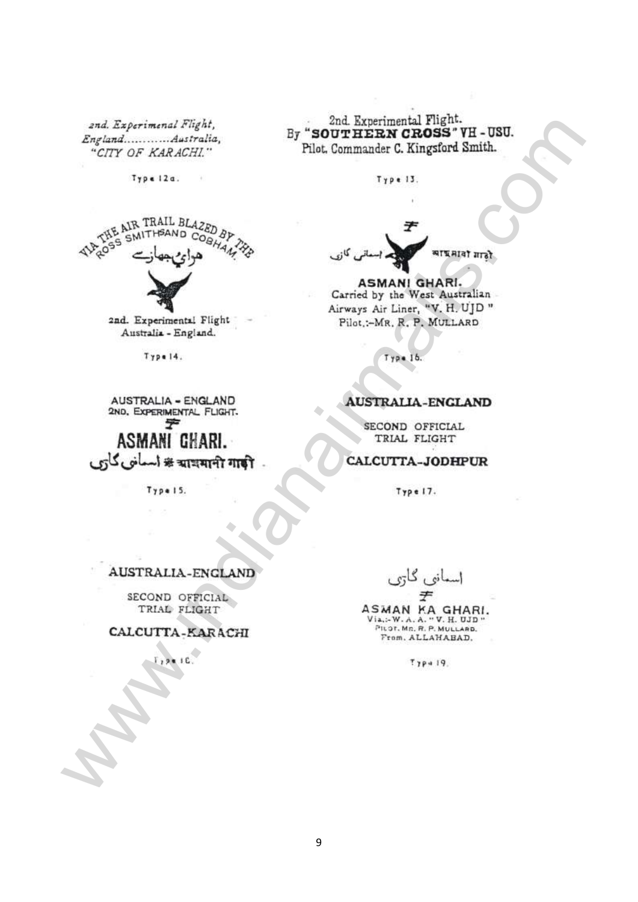*2nd. Experimental Flight,*
*England............Australia,*
*"CITY OF KARACHI."*

Type 12a.

2nd. Experimental Flight.
By "**SOUTHERN CROSS**" VH - USU.
Pilot, Commander C. Kingsford Smith.

Type 13.

VIA THE AIR TRAIL BLAZED BY THE ROSS SMITH AND COBHAM

هوائی جہاز

2nd. Experimental Flight
Australia - England.

Type 14.

اسمانی گاڑی آसमानी गाड़ी

**ASMANI GHARI.**
Carried by the West Australian Airways Air Liner, "V. H. UJD"
Pilot,:-MR. R. P. MULLARD

Type 16.

AUSTRALIA - ENGLAND
2ND. EXPERIMENTAL FLIGHT.

**ASMANI GHARI.**
اسمانی گاڑی ✻ आसमानी गाड़ी

Type 15.

**AUSTRALIA-ENGLAND**

SECOND OFFICIAL
TRIAL FLIGHT

**CALCUTTA-JODHPUR**

Type 17.

AUSTRALIA-ENGLAND

SECOND OFFICIAL
TRIAL FLIGHT

CALCUTTA-KARACHI

Type 18.

اسمانی گاڑی

ASMAN KA GHARI.
Via.:-W. A. A. "V. H. UJD"
PILOT, MR. R. P. MULLARD.
From, ALLAHABAD.

Type 19.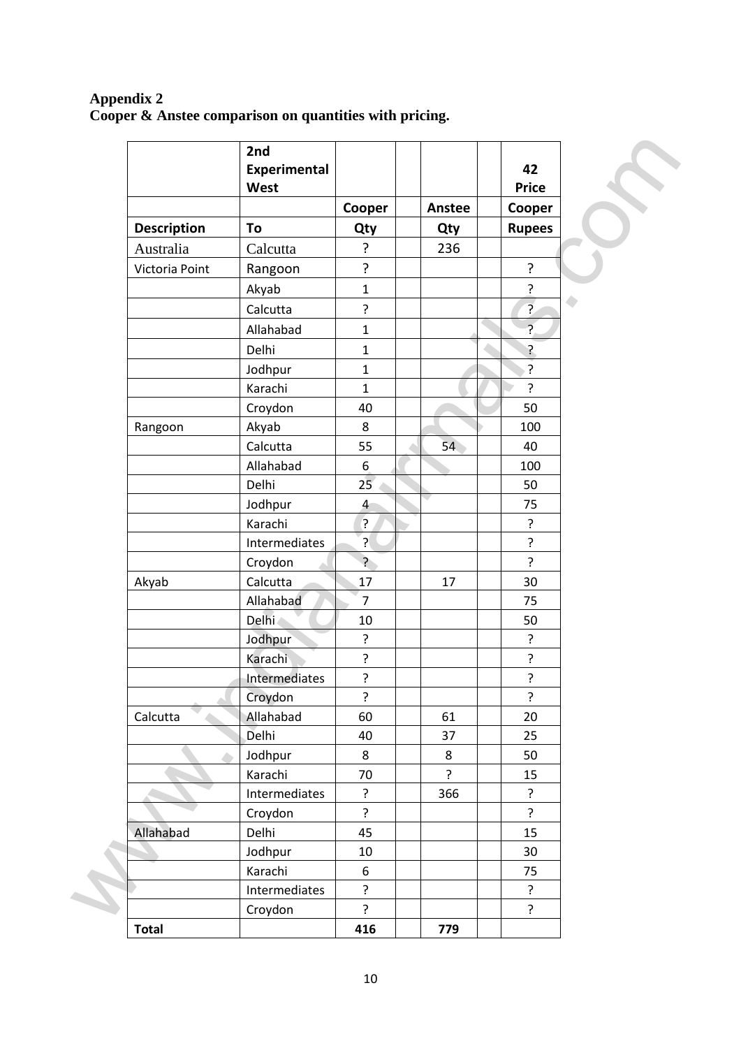**Appendix 2**
**Cooper & Anstee comparison on quantities with pricing.**

| | 2nd Experimental West | | | | | 42 Price |
|---|---|---|---|---|---|---|
| | | Cooper | | Anstee | | Cooper |
| **Description** | **To** | **Qty** | | **Qty** | | **Rupees** |
| Australia | Calcutta | ? | | 236 | | |
| Victoria Point | Rangoon | ? | | | | ? |
| | Akyab | 1 | | | | ? |
| | Calcutta | ? | | | | ? |
| | Allahabad | 1 | | | | ? |
| | Delhi | 1 | | | | ? |
| | Jodhpur | 1 | | | | ? |
| | Karachi | 1 | | | | ? |
| | Croydon | 40 | | | | 50 |
| Rangoon | Akyab | 8 | | | | 100 |
| | Calcutta | 55 | | 54 | | 40 |
| | Allahabad | 6 | | | | 100 |
| | Delhi | 25 | | | | 50 |
| | Jodhpur | 4 | | | | 75 |
| | Karachi | ? | | | | ? |
| | Intermediates | ? | | | | ? |
| | Croydon | ? | | | | ? |
| Akyab | Calcutta | 17 | | 17 | | 30 |
| | Allahabad | 7 | | | | 75 |
| | Delhi | 10 | | | | 50 |
| | Jodhpur | ? | | | | ? |
| | Karachi | ? | | | | ? |
| | Intermediates | ? | | | | ? |
| | Croydon | ? | | | | ? |
| Calcutta | Allahabad | 60 | | 61 | | 20 |
| | Delhi | 40 | | 37 | | 25 |
| | Jodhpur | 8 | | 8 | | 50 |
| | Karachi | 70 | | ? | | 15 |
| | Intermediates | ? | | 366 | | ? |
| | Croydon | ? | | | | ? |
| Allahabad | Delhi | 45 | | | | 15 |
| | Jodhpur | 10 | | | | 30 |
| | Karachi | 6 | | | | 75 |
| | Intermediates | ? | | | | ? |
| | Croydon | ? | | | | ? |
| **Total** | | **416** | | **779** | | |